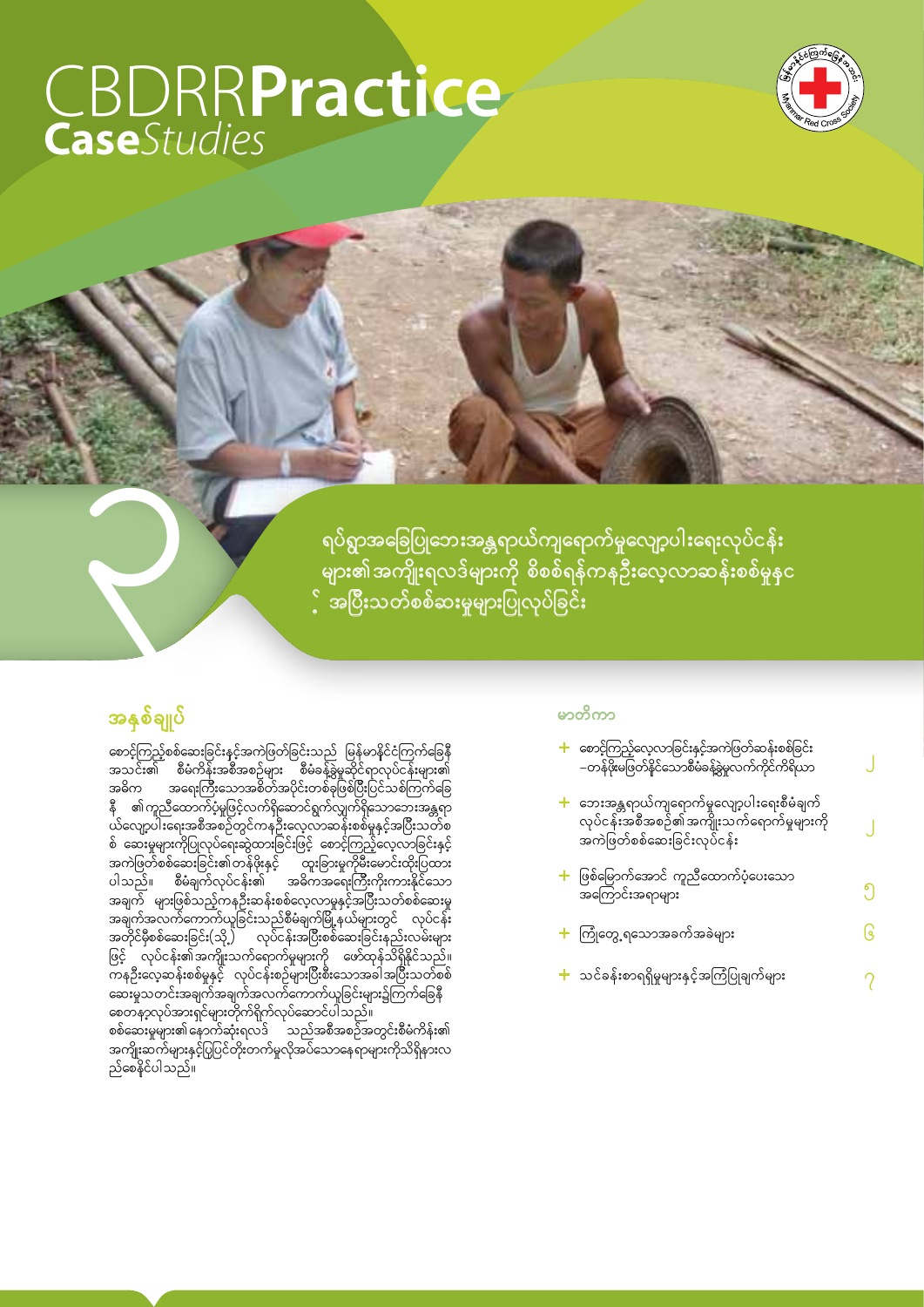# CBDRR**Practice**
## **Case***Studies*

၃

## ရပ်ရွာအခြေပြုဘေးအန္တရာယ်ကျရောက်မှုလျော့ပါးရေးလုပ်ငန်းများ၏ အကျိုးရလဒ်များကို စိစစ်ရန်ကနဦးလေ့လာဆန်းစစ်မှုနှင့် အပြီးသတ်စစ်ဆေးမှုများပြုလုပ်ခြင်း

### အနှစ်ချုပ်

စောင့်ကြည့်စစ်ဆေးခြင်းနှင့်အကဲဖြတ်ခြင်းသည် မြန်မာနိုင်ငံကြက်ခြေနီအသင်း၏ စီမံကိန်းအစီအစဉ်များ စီမံခန့်ခွဲမှုဆိုင်ရာလုပ်ငန်းများ၏ အဓိက အရေးကြီးသောအစိတ်အပိုင်းတစ်ခုဖြစ်ပြီး၊ပြင်သစ်ကြက်ခြေနီ ၏ကူညီထောက်ပံ့မှုဖြင့်လက်ရှိဆောင်ရွက်လျှက်ရှိသောဘေးအန္တရာယ်လျော့ပါးရေးအစီအစဉ်တွင်ကနဦးလေ့လာဆန်းစစ်မှုနှင့်အပြီးသတ်စ စ်ဆေးမှုများကိုပြုလုပ်ရေးဆွဲထားခြင်းဖြင့် စောင့်ကြည့်လေ့လာခြင်းနှင့်အကဲဖြတ်စစ်ဆေးခြင်း၏တန်ဖိုးနှင့် ထူးခြားမှုကိုမီးမောင်းထိုးပြထားပါသည်။ စီမံချက်လုပ်ငန်း၏ အဓိကအရေးကြီးကိုးကားနိုင်သောအချက် များဖြစ်သည့်ကနဦးဆန်းစစ်လေ့လာမှုနှင့်အပြီးသတ်စစ်ဆေးမှုအချက်အလက်ကောက်ယူခြင်းသည်စီမံချက်မြို့နယ်များတွင် လုပ်ငန်းအတိုင်းမှတ်စစ်ဆေးခြင်း(သို့) လုပ်ငန်းအပြီးစစ်ဆေးခြင်းနည်းလမ်းများဖြင့် လုပ်ငန်း၏အကျိုးသက်ရောက်မှုများကို ဖော်ထုတ်သိရှိနိုင်သည်။ ကနဦးလေ့ဆန်းစစ်မှုနှင့် လုပ်ငန်းစဉ်များပြီးစီးသောအခါ အပြီးသတ်စစ်ဆေးမှုသတင်းအချက်အလက်ကောက်ယူခြင်းများ၌ကြက်ခြေနီစေတနာ့လုပ်အားရှင်များတိုက်ရိုက်လုပ်ဆောင်ပါသည်။
စစ်ဆေးမှုများ၏နောက်ဆုံးရလဒ် သည်အစီအစဉ်အတွင်းစီမံကိန်း၏အကျိုးဆက်များနှင့်ပြုပြင်တိုးတက်မှုလိုအပ်သောနေရာများကိုသိရှိနားလည်စေနိုင်ပါသည်။

### မာတိကာ

+ စောင့်ကြည့်လေ့လာခြင်းနှင့်အကဲဖြတ်ဆန်းစစ်ခြင်း–တန်ဖိုးမဖြတ်နိုင်သောစီမံခန့်ခွဲမှုလက်ကိုင်ကိရိယာ ၂
+ ဘေးအန္တရာယ်ကျရောက်မှုလျော့ပါးရေးစီမံချက်လုပ်ငန်းအစီအစဉ်၏အကျိုးသက်ရောက်မှုများကိုအကဲဖြတ်စစ်ဆေးခြင်းလုပ်ငန်း ၂
+ ဖြစ်မြောက်အောင် ကူညီထောက်ပံ့ပေးသောအကြောင်းအရာများ ၅
+ ကြုံတွေ့ရသောအခက်အခဲများ ၆
+ သင်ခန်းစာရရှိမှုများနှင့်အကြံပြုချက်များ ၇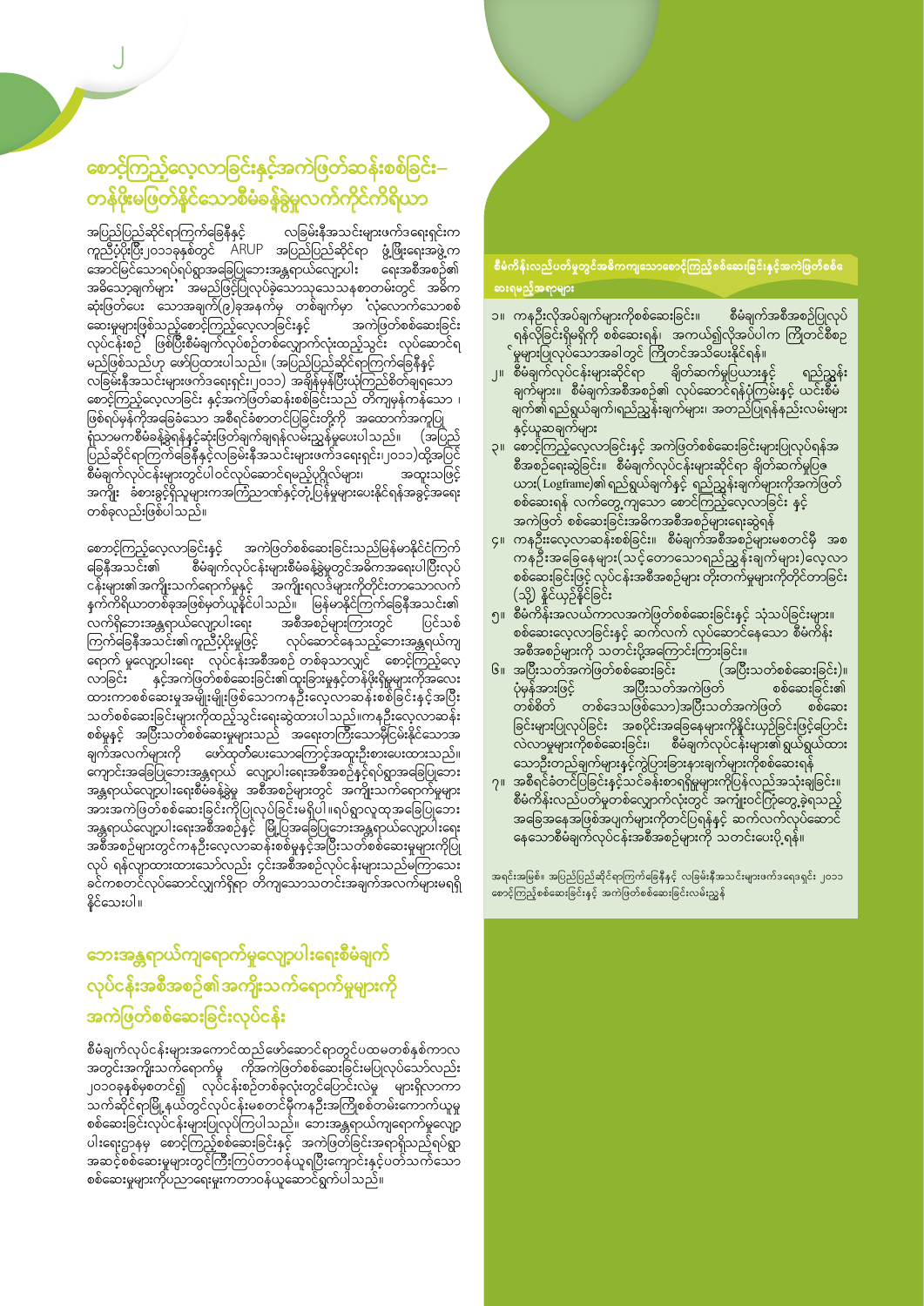## စောင့်ကြည့်လေ့လာခြင်းနှင့်အကဲဖြတ်ဆန်းစစ်ခြင်း– တန်ဖိုးမဖြတ်နိုင်သောစီမံခန့်ခွဲမှုလက်ကိုင်ကိရိယာ

အပြည်ပြည်ဆိုင်ရာကြက်ခြေနီနှင့် လခြမ်းနီအသင်းများဖက်ဒရေးရှင်းက ကူညီပံ့ပိုးပြီး၂၀၁၁ခုနှစ်တွင် ARUP အပြည်ပြည်ဆိုင်ရာ ဖွံ့ဖြိုးရေးအဖွဲ့က အောင်မြင်သောရပ်ရွာအခြေပြုဘေးအန္တရာယ်လျော့ပါး ရေးအစီအစဉ်၏ အဓိသော့ချက်များ' အမည်ဖြင့်ပြုလုပ်ခဲ့သောသုသေသနစာတမ်းတွင် အဓိက ဆုံးဖြတ်ပေး သောအချက်(၉)ခုအနက်မှ တစ်ချက်မှာ 'လုံလောက်သောစစ် ဆေးမှုများဖြစ်သည့်စောင့်ကြည့်လေ့လာခြင်းနှင့် အကဲဖြတ်စစ်ဆေးခြင်း လုပ်ငန်းစဉ်' ဖြစ်ပြီးစီမံချက်လုပ်စဉ်တစ်လျှောက်လုံးထည့်သွင်း လုပ်ဆောင်ရ မည်ဖြစ်သည်ဟု ဖော်ပြထားပါသည်။ (အပြည်ပြည်ဆိုင်ရာကြက်ခြေနီနှင့် လခြမ်းနီအသင်းများဖက်ဒရေးရှင်း၊၂၀၁၁) အချိန်မှန်ပြီးယုံကြည်စိတ်ချရသော စောင့်ကြည့်လေ့လာခြင်း နှင့်အကဲဖြတ်ဆန်းစစ်ခြင်းသည် တိကျမှန်ကန်သော ၊ ဖြစ်ရပ်မှန်ကိုအခြေခံသော အစီရင်ခံစာတင်ပြခြင်းတို့ကို အထောက်အကူပြု ရုံသာမကစီမံခန့်ခွဲရန်နှင့်ဆုံးဖြတ်ချက်ချရန်လမ်းညွှန်မှုပေးပါသည်။ (အပြည် ပြည်ဆိုင်ရာကြက်ခြေနီနှင့်လခြမ်းနီအသင်းများဖက်ဒရေးရှင်း၊၂၀၁၁)ထို့အပြင် စီမံချက်လုပ်ငန်းများတွင်ပါဝင်လုပ်ဆောင်ရမည့်ပုဂ္ဂိုလ်များ၊ အထူးသဖြင့် အကျိုး ခံစားခွင့်ရှိသူများကအကြံဉာဏ်နှင့်တုံ့ပြန်မှုများပေးနိုင်ရန်အခွင့်အရေး တစ်ခုလည်းဖြစ်ပါသည်။

စောင့်ကြည့်လေ့လာခြင်းနှင့် အကဲဖြတ်စစ်ဆေးခြင်းသည်မြန်မာနိုင်ငံကြက် ခြေနီအသင်း၏ စီမံချက်လုပ်ငန်းများစီမံခန့်ခွဲမှုတွင်အဓိကအရေးပါပြီးလုပ် ငန်းများ၏အကျိုးသက်ရောက်မှုနှင့် အကျိုးရလဒ်များကိုတိုင်းတာသောလက် နက်ကိရိယာတစ်ခုအဖြစ်မှတ်ယူနိုင်ပါသည်။ မြန်မာနိုင်ငံကြက်ခြေနီအသင်း၏ လက်ရှိဘေးအန္တရာယ်လျော့ပါးရေး အစီအစဉ်များကြားတွင် ပြင်သစ် ကြက်ခြေနီအသင်း၏ကူညီပံ့ပိုးမှုဖြင့် လုပ်ဆောင်နေသည့်ဘေးအန္တရာယ်ကျ ရောက် မှုလျော့ပါးရေး လုပ်ငန်းအစီအစဉ် တစ်ခုသာလျှင် စောင့်ကြည့်လေ့ လာခြင်း နှင့်အကဲဖြတ်စစ်ဆေးခြင်း၏ထူးခြားမှုနှင့်တန်ဖိုးရှိမှုများကိုအလေး ထားကာစစ်ဆေးမှုအမျိုးမျိုးဖြစ်သောကနဦးလေ့လာဆန်းစစ်ခြင်းနှင့်အပြီး သတ်စစ်ဆေးခြင်းများကိုထည့်သွင်းရေးဆွဲထားပါသည်။ကနဦးလေ့လာဆန်း စစ်မှုနှင့် အပြီးသတ်စစ်ဆေးမှုများသည် အရေးပါကြီးသောမိုင်းနှင့်သော ချက်အလက်များကို ဖော်ထုတ်ပေးသောကြောင့်အထူးဦးစားပေးထားသည်။ ကျောင်းအခြေပြုဘေးအန္တရာယ် လျော့ပါးရေးအစီအစဉ်နှင့်ရပ်ရွာအခြေပြုဘေး အန္တရာယ်လျော့ပါးရေးစီမံခန့်ခွဲမှု အစီအစဉ်များတွင် အကျိုးသက်ရောက်မှုများ အားအကဲဖြတ်စစ်ဆေးခြင်းကိုပြုလုပ်ခြင်းမရှိပါ။ရပ်ရွာလူထုအခြေပြုဘေး အန္တရာယ်လျော့ပါးရေးအစီအစဉ်နှင့် မြို့ပြအခြေပြုဘေးအန္တရာယ်လျော့ပါးရေး အစီအစဉ်များတွင်ကနဦးလေ့လာဆန်းစစ်မှုနှင့်အပြီးသတ်စစ်ဆေးမှုများကိုပြု လုပ် ရန်လျာထားထားသော်လည်း ၎င်းအစီအစဉ်လုပ်ငန်းများသည်မကြာသေး ခင်ကစတင်လုပ်ဆောင်လျက်ရှိရာ တိကျသောသတင်းအချက်အလက်များမရရှိ နိုင်သေးပါ။

## ဘေးအန္တရာယ်ကျရောက်မှုလျော့ပါးရေးစီမံချက် လုပ်ငန်းအစီအစဉ်၏အကျိုးသက်ရောက်မှုများကို အကဲဖြတ်စစ်ဆေးခြင်းလုပ်ငန်း

စီမံချက်လုပ်ငန်းများအကောင်ထည်ဖော်ဆောင်ရာတွင်ပထမတစ်နှစ်ကာလ အတွင်းအကျိုးသက်ရောက်မှု ကိုအကဲဖြတ်စစ်ဆေးခြင်းမပြုလုပ်သော်လည်း ၂၀၁၁ခုနှစ်မှစတင်၍ လုပ်ငန်းစဉ်တစ်ခုလုံးတွင်ပြောင်းလဲမှု များရှိလာကာ သက်ဆိုင်ရာမြို့နယ်တွင်လုပ်ငန်းမစတင်မီကနဦးအကြိုစစ်တမ်းကောက်ယူမှု စစ်ဆေးခြင်းလုပ်ငန်းများပြုလုပ်ကြပါသည်။ ဘေးအန္တရာယ်ကျရောက်မှုလျော့ ပါးရေးဌာနမှ စောင့်ကြည့်စစ်ဆေးခြင်းနှင့် အကဲဖြတ်ခြင်းအရာရှိသည်ရပ်ရွာ အဆင့်စစ်ဆေးမှုများတွင်ကြီးကြပ်တာဝန်ယူရပြီးကျောင်းနှင့်ပတ်သက်သော စစ်ဆေးမှုများကိုပညာရေးဌာနကတာဝန်ယူဆောင်ရွက်ပါသည်။

**စီမံကိန်းလည်ပတ်မှုတွင်အဓိကကျသောစောင့်ကြည့်စစ်ဆေးခြင်းနှင့်အကဲဖြတ်စစ်ဆေးရမည့်အရာများ**

၁။ ကနဦးလိုအပ်ချက်များကိုစစ်ဆေးခြင်း။ စီမံချက်အစီအစဉ်ပြုလုပ် ရန်လိုခြင်းရှိမရှိကို စစ်ဆေးရန်၊ အကယ်၍လိုအပ်ပါက ကြိုတင်စီစဉ် မှုများပြုလုပ်သောအခါတွင် ကြိုတင်အသိပေးနိုင်ရန်။

၂။ စီမံချက်လုပ်ငန်းများဆိုင်ရာ ချိတ်ဆက်မှုပြယားနှင့် ရည်ညွှန်း ချက်များ။ စီမံချက်အစီအစဉ်၏ လုပ်ဆောင်ရန်ပုံကြမ်းနှင့် ယင်းစီမံ ချက်၏ရည်ရွယ်ချက်၊ရည်ညွှန်းချက်များ၊ အတည်ပြုရန်နည်းလမ်းများ နှင့်ယူဆချက်များ

၃။ စောင့်ကြည့်လေ့လာခြင်းနှင့် အကဲဖြတ်စစ်ဆေးခြင်းများပြုလုပ်ရန်အ စီအစဉ်ရေးဆွဲခြင်း။ စီမံချက်လုပ်ငန်းများဆိုင်ရာ ချိတ်ဆက်မှုပြဇ ယား( Logframe)၏ရည်ရွယ်ချက်နှင့် ရည်ညွှန်းချက်များကိုအကဲဖြတ် စစ်ဆေးရန် လက်တွေ့ကျသော စောင့်ကြည့်လေ့လာခြင်း နှင့် အကဲဖြတ် စစ်ဆေးခြင်းအဓိကအစီအစဉ်များရေးဆွဲရန်

၄။ ကနဦးလေ့လာဆန်းစစ်ခြင်း။ စီမံချက်အစီအစဉ်များမစတင်မီ အစ ကနဦးအခြေနေများ(သင့်တော်သောရည်ညွှန်းချက်များ)လေ့လာ စစ်ဆေးခြင်းဖြင့် လုပ်ငန်းအစီအစဉ်များ တိုးတက်မှုများကိုတိုင်းတာခြင်း (သို့) နှိုင်းယှဉ်နိုင်ခြင်း

၅။ စီမံကိန်းအလယ်ကာလအကဲဖြတ်စစ်ဆေးခြင်းနှင့် သုံးသပ်ခြင်းများ။ စစ်ဆေးလေ့လာခြင်းနှင့် ဆက်လက် လုပ်ဆောင်နေသော စီမံကိန်း အစီအစဉ်များကို သတင်းပို့အကြောင်းကြားခြင်း။

၆။ အပြီးသတ်အကဲဖြတ်စစ်ဆေးခြင်း (အပြီးသတ်စစ်ဆေးခြင်း)။ ပုံမှန်အားဖြင့် အပြီးသတ်အကဲဖြတ် စစ်ဆေးခြင်း၏ တစ်စိတ် တစ်ဒေသ(ဖြစ်သော)အပြီးသတ်အကဲဖြတ် စစ်ဆေး ခြင်းများပြုလုပ်ခြင်း အစပိုင်းအခြေနေများကိုနှိုင်းယှဉ်ခြင်းဖြင့်ပြောင်း လဲလာမှုများကိုစစ်ဆေးခြင်း။ စီမံချက်လုပ်ငန်းများ၏ရည်ရွယ်ထား သောဦးတည်ချက်များနှင့်ကွဲပြားခြားနားချက်များကိုစစ်ဆေးရန်

၇။ အစီရင်ခံတင်ပြခြင်းနှင့်သင်ခန်းစာရရှိမှုများကိုပြန်လည်အသုံးချခြင်း။ စီမံကိန်းလည်ပတ်မှုတစ်လျှောက်လုံးတွင် အကျုံးဝင်ကြုံတွေ့ခဲ့ရသည့် အခြေအနေအဖြစ်အပျက်များကိုတင်ပြရန်နှင့် ဆက်လက်လုပ်ဆောင် နေသောစီမံချက်လုပ်ငန်းအစီအစဉ်များကို သတင်းပေးပို့ရန်။

အရင်းအမြစ်။ အပြည်ပြည်ဆိုင်ရာကြက်ခြေနီနှင့် လခြမ်းနီအသင်းများဖက်ဒရေးရှင်း ၂၀၁၁ စောင့်ကြည့်စစ်ဆေးခြင်းနှင့် အကဲဖြတ်စစ်ဆေးခြင်းလမ်းညွှန်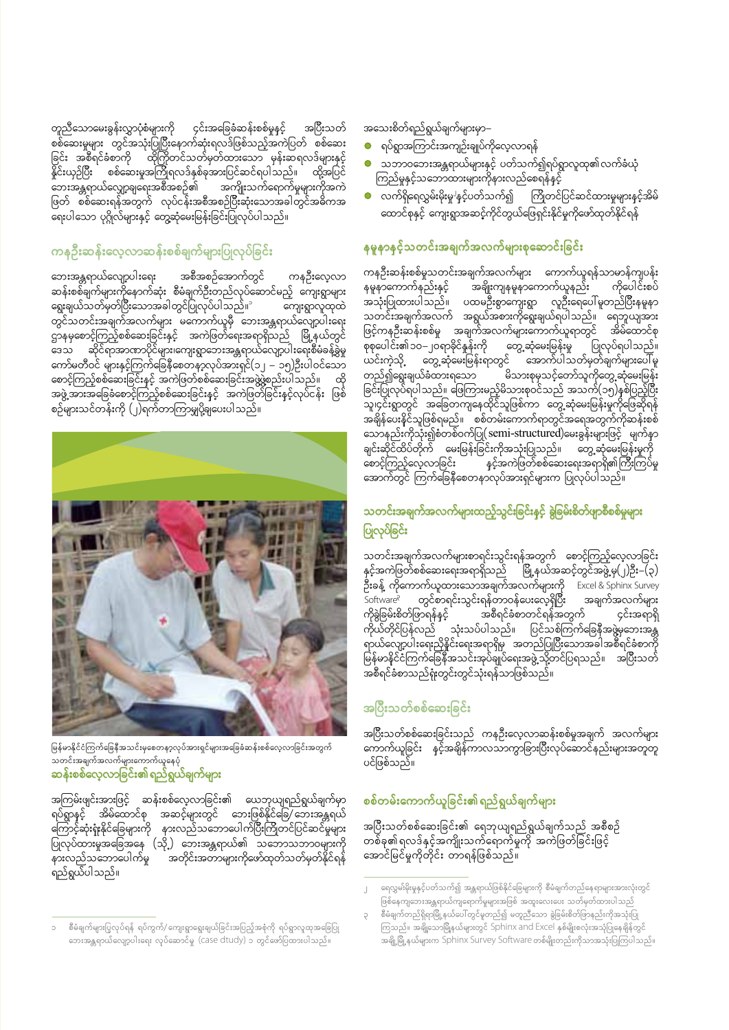တူညီသောမေးခွန်းလွှာပုံစံများကို ၎င်းအခြေခံဆန်းစစ်မှုနှင့် အပြီးသတ်စစ်ဆေးမှုများ တွင်အသုံးပြုပြီးနောက်ဆုံးရလဒ်ဖြစ်သည့်အကဲဖြတ် စစ်ဆေးခြင်း အစီရင်ခံစာကို ထိုကိုတင်သလက်မှတ်ထားသော မှန်းဆရလဒ်များနှင့်နှိုင်းယှဉ်ပြီး စစ်ဆေးမှုအကြိုရလဒ်နှစ်ခုအားပြင်ဆင်ရပါသည်။ ထို့အပြင် ဘေးအန္တရာယ်လျော့ချရေးအစီအစဉ်၏ အကျိုးသက်ရောက်မှုများကိုအကဲဖြတ် စစ်ဆေးရန်အတွက် လုပ်ငန်းအစီအစဉ်ပြီးဆုံးသောအခါတွင်အဓိကအာရေးပါသော ပုဂ္ဂိုလ်များနှင့် တွေ့ဆုံမေးမြန်းခြင်းပြုလုပ်ပါသည်။

## ကနဦးဆန်းလေ့လာဆန်းစစ်ချက်များပြုလုပ်ခြင်း

ဘေးအန္တရာယ်လျော့ပါးရေး အစီအစဉ်အောက်တွင် ကနဦးလေ့လာဆန်းစစ်ချက်များကိုနောက်ဆုံး စီမံချက်ဦးတည်လုပ်ဆောင်မည့် ကျေးရွာများရွေးချယ်သတ်မှတ်ပြီးသောအခါတွင်ပြုလုပ်ပါသည်။[၁] ကျေးရွာလူထုထဲတွင်သတင်းအချက်အလက်များ မကောက်ယူမီ ဘေးအန္တရာယ်လျော့ပါးရေး ဌာနမှစောင့်ကြည့်စစ်ဆေးခြင်းနှင့် အကဲဖြတ်ရေးအရာရှိသည် မြို့နယ်တွင်ဒေသ ဆိုင်ရာအဖွဲ့ကော်ပိုင်များကျေးရွာဘေးအန္တရာယ်လျော့ပါးရေးစီမံခန့်ခွဲမှုကော်မတီဝင် များနှင့်ကြက်ခြေနီစေတနာ့ဝန်ထမ်းအားရှင်(၁၂ – ၁၅)ဦးပါဝင်သောစောင့်ကြည့်စစ်ဆေးခြင်းနှင့် အကဲဖြတ်စစ်ဆေးခြင်းအဖွဲ့ဖွဲ့စည်းပါသည်။ ထိုအဖွဲ့အားအခြေခံစောင့်ကြည့်စစ်ဆေးခြင်းနှင့် အကဲဖြတ်ခြင်းနှင့်လုပ်ငန်း ဖြစ်စဉ်များသင်တန်းကို (၂)ရက်တာကြာချပို့ချပေးပါသည်။

မြန်မာနိုင်ငံကြက်ခြေနီအသင်းမှစေတနာ့ဝန်ထမ်းရှင်များအခြေခံဆန်းစစ်လေ့လာခြင်းအတွက်သတင်းအချက်အလက်များကောက်ယူနေပုံ

**ဆန်းစစ်လေ့လာခြင်း၏ ရည်ရွယ်ချက်များ**

အကြမ်းဖျင်းအားဖြင့် ဆန်းစစ်လေ့လာခြင်း၏ ယေဘုယျရည်ရွယ်ချက်မှာ ရပ်ရွာနှင့် အိမ်ထောင်စု အဆင့်များတွင် ဘေးဖြစ်နိုင်ခြေ/ဘေးအန္တရာယ်ကြောင့်ဆုံးရှုံးနိုင်ခြေများကို နားလည်သဘောပေါက်ပြီးကြိုတင်ပြင်ဆင်မှုများပြုလုပ်ထားမှုအခြေအနေ (သို့) ဘေးအန္တရာယ်၏ သဘောသဘာဝများကိုနားလည်သဘောပေါက်မှု အတိုင်းအတာများကိုဖော်ထုတ်သတ်မှတ်နိုင်ရန်ရည်ရွယ်ပါသည်။

အသေးစိတ်ရည်ရွယ်ချက်များမှာ–

- ရပ်ရွာအကြောင်းအကျဉ်းချုပ်ကိုလေ့လာရန်
- သဘာဝဘေးအန္တရာယ်များနှင့် ပတ်သက်၍ရပ်ရွာလူထု၏လက်ခံယုံကြည်မှုနှင့်သဘောထားများကိုနားလည်စေရန်နှင့်
- လက်ရှိရေလွှမ်းမိုးမှု[၂]နှင့်ပတ်သက်၍ ကြိုတင်ပြင်ဆင်ထားမှုများနှင့်အိမ်ထောင်စုနှင့် ကျေးရွာအဆင့်ကိုင်တွယ်ဖြေရှင်းနိုင်မှုကိုဖော်ထုတ်နိုင်ရန်

## နမူနာနှင့်သတင်းအချက်အလက်များစုဆောင်းခြင်း

ကနဦးဆန်းစစ်မှုသတင်းအချက်အလက်များ ကောက်ယူရန်သာမာန်ကျပန်းနမူနာကောက်နည်းနှင့် အစုိုးကျနမူနာကောက်ယူနည်း ကိုပေါင်းစပ်အသုံးပြုထားပါသည်။ ပထမဦးစွာကျေးရွာ လူဦးရေပေါ်မူတည်ပြီးနမူနာသတင်းအချက်အလက် အရွယ်အစားကိုရွေးချယ်ရပါသည်။ ရေဘူယျအားဖြင့်ကနဦးဆန်းစစ်မှု အချက်အလက်များကောက်ယူရာတွင် အိမ်ထောင်စုစုပေါင်း၏၁၀–၂၀ရာခိုင်နှုန်းကို တွေ့ဆုံမေးမြန်းမှု ပြုလုပ်ရပါသည်။ ယင်းကဲ့သို့ တွေ့ဆုံမေးမြန်းရာတွင် အောက်ပါသတ်မှတ်ချက်များပေါ်မူတည်၍ရွေးချယ်ခံထားရသော မိသားစုမှုသင့်တော်သူကိုတွေ့ဆုံမေးမြန်းခြင်းပြုလုပ်ရပါသည်။ ဖြေကြားမည့်မိသားစုဝင်သည် အသက်(၁၅)နှစ်ပြည့်ပြီးသူ၎င်းရွာတွင် အခြေတကျနေထိုင်သူဖြစ်ကာ တွေ့ဆုံမေးမြန်းမှုကိုဖြေဆိုရန်အချိန်ပေးနိုင်သူဖြစ်ရမည်။ စစ်တမ်းကောက်ရာတွင်အရေအတွက်ကိုဆန်းစစ်သောနည်းကိုသုံး၍စံတစ်ဝက်ပြု(semi-structured)မေးခွန်းများဖြင့် မျက်နှာချင်းဆိုင်ထိပ်တိုက် မေးမြန်းခြင်းကိုအသုံးပြုသည်။ တွေ့ဆုံမေးမြန်းမှုကိုစောင့်ကြည့်လေ့လာခြင်း နှင့်အကဲဖြတ်စစ်ဆေးရေးအရာရှိ၏ကြီးကြပ်မှုအောက်တွင် ကြက်ခြေနီစေတနာ့ဝန်ထမ်းရှင်များက ပြုလုပ်ပါသည်။

## သတင်းအချက်အလက်များထည့်သွင်းခြင်းနှင့် ခွဲခြမ်းစိတ်ဖြာစီစစ်မှုများပြုလုပ်ခြင်း

သတင်းအချက်အလက်များစာရင်းသွင်းရန်အတွက် စောင့်ကြည့်လေ့လာခြင်းနှင့်အကဲဖြတ်စစ်ဆေးရေးအရာရှိသည် မြို့နယ်အဆင့်တွင်အဖွဲ့မှ(၂)ဦး–(၃)ဦးနှင့် ကိုကောက်ယူထားသောအချက်အလက်များကို Excel & Sphinx Survey Software[၃] တွင်စာရင်းသွင်းရန်တာဝန်ပေးလေ့ရှိပြီး အချက်အလက်များကိုခွဲခြမ်းစိတ်ဖြာရန်နှင့် အစီရင်ခံစာတင်ရန်အတွက် ၎င်းအရာရှိကိုယ်တိုင်ပြန်လည် သုံးသပ်ပါသည်။ ပြင်သစ်ကြက်ခြေနီအဖွဲ့မှဘေးအန္တရာယ်လျော့ပါးရေးညှိနှိုင်းရေးအရာရှိမှ အတည်ပြုပြီးသောအခါအစီရင်ခံစာကိုမြန်မာနိုင်ငံကြက်ခြေနီအသင်းအုပ်ချုပ်ရေးအဖွဲ့သို့တင်ပြရသည်။ အပြီးသတ်အစီရင်ခံစာသည်ရုံးတွင်းတွင်သုံးရန်သာဖြစ်သည်။

## အပြီးသတ်စစ်ဆေးခြင်း

အပြီးသတ်စစ်ဆေးခြင်းသည် ကနဦးလေ့လာဆန်းစစ်မှုအချက် အလက်များကောက်ယူခြင်း နှင့်အချိန်ကာလသာကွာခြားပြီးလုပ်ဆောင်နည်းများအတူတူပင်ဖြစ်သည်။

## စစ်တမ်းကောက်ယူခြင်း၏ ရည်ရွယ်ချက်များ

အပြီးသတ်စစ်ဆေးခြင်း၏ ရေဘူယျရည်ရွယ်ချက်သည် အစီစဉ်တစ်ခု၏ရလဒ်နှင့်အကျိုးသက်ရောက်မှုကို အကဲဖြတ်ခြင်းဖြင့်အောင်မြင်မှုကိုတိုင်း တာရန်ဖြစ်သည်။

---

[၁] စီမံချက်များပြုလုပ်ရန် ရပ်ကွက်/ကျေးရွာရွေးချယ်ခြင်းအပြည့်အစုံကို ရပ်ရွာလူထုအခြေပြု ဘေးအန္တရာယ်လျော့ပါးရေး လုပ်ဆောင်မှု (case dtudy) ၁ တွင်ဖော်ပြထားပါသည်။

[၂] ရေလွှမ်းမိုးမှုနှင့်ပတ်သက်၍ အန္တရာယ်ဖြစ်နိုင်ခြေများကို စီမံချက်တည်နေရာများအားလုံးတွင်ဖြစ်နေကျဘေးအန္တရာယ်ကျရောက်မှုများအဖြစ် အထူးလေးလေး သတ်မှတ်ထားပါသည်

[၃] စီမံချက်တည်ရှိရာမြို့နယ်ပေါ်တွင်မူတည်၍ မတူညီသော ခွဲခြမ်းစိတ်ဖြာနည်းကိုအသုံးပြုကြသည်။ အချို့သောမြို့နယ်များတွင် Sphinx and Excel နှစ်မျိုးစလုံးအသုံးပြုနေချိန်တွင် အချို့မြို့နယ်များက Sphinx Survey Software တစ်မျိုးတည်းကိုသာအသုံးပြုကြပါသည်။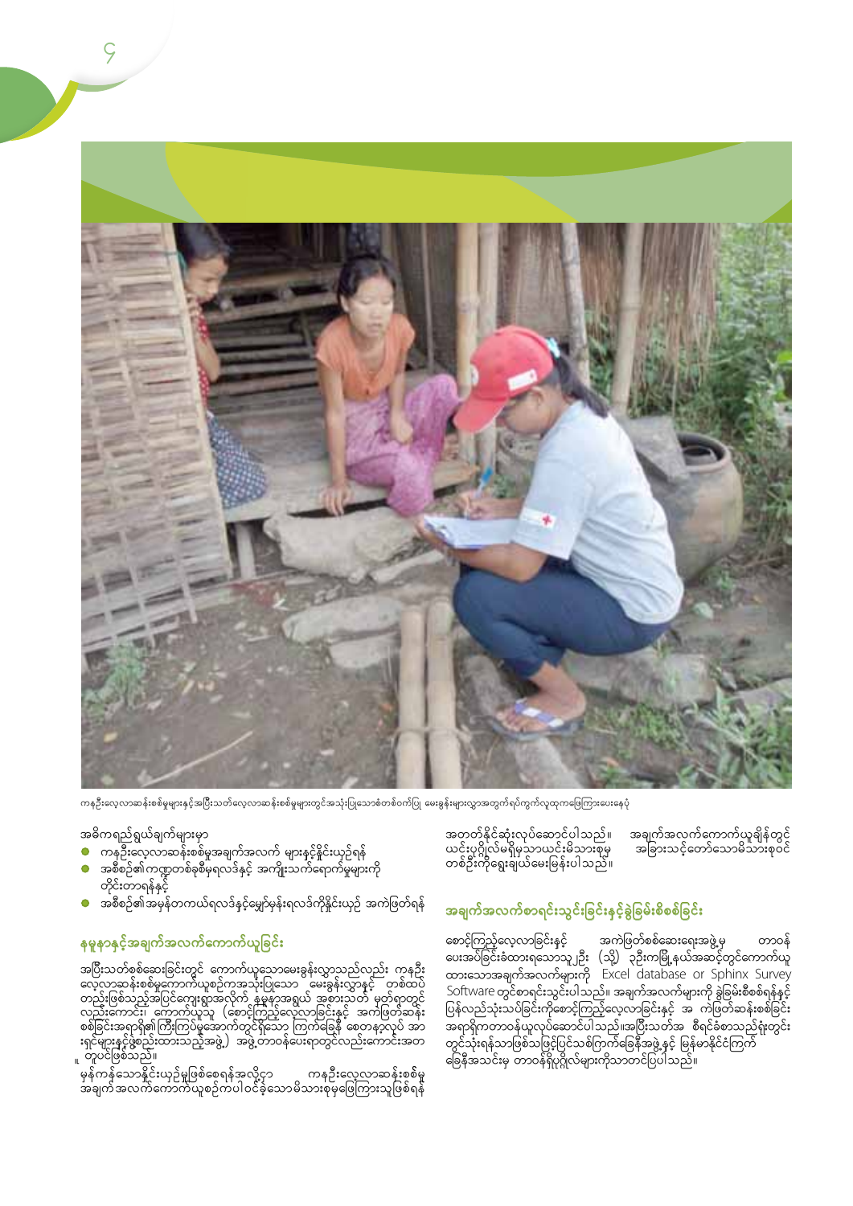ကနဦးလေ့လာဆန်းစစ်မှုများနှင့်အပြီးသတ်လေ့လာဆန်းစစ်မှုများတွင်အသုံးပြုသောစစ်တမ်းပုံစံ မေးခွန်းများလွှာအတွက်ရပ်ကွက်လူထုကဖြေကြားပေးနေပုံ

အဓိကရည်ရွယ်ချက်များမှာ

- ကနဦးလေ့လာဆန်းစစ်မှုအချက်အလက် များနှင့်နှိုင်းယှဉ်ရန်
- အစီအစဉ်၏ကဏ္ဍတစ်ခုစီမှရလဒ်နှင့် အကျိုးသက်ရောက်မှုများကို တိုင်းတာရန်နှင့်
- အစီအစဉ်၏အမှန်တကယ်ရလဒ်နှင့်မျှော်မှန်းရလဒ်ကိုနှိုင်းယှဉ် အကဲဖြတ်ရန်

## နမူနာနှင့်အချက်အလက်ကောက်ယူခြင်း

အပြီးသတ်စစ်ဆေးခြင်းတွင် ကောက်ယူသောမေးခွန်းလွှာသည်လည်း ကနဦးလေ့လာဆန်းစစ်မှုကောက်ယူစဉ်ကအသုံးပြုသော မေးခွန်းလွှာနှင့် တစ်ထပ်တည်းဖြစ်သည့်အပြင်ကျေးရွာအလိုက် နမူနာအရွယ် အစားသတ် မှတ်ရာတွင်လည်းကောင်း၊ ကောက်ယူသူ (စောင့်ကြည့်လေ့လာခြင်းနှင့် အကဲဖြတ်ဆန်းစစ်ခြင်းအရာရှိ၏ကြီးကြပ်မှုအောက်တွင်ရှိသော ကြက်ခြေနီ စေတနာ့ဝန်ထမ်းများနှင့်ဖွဲ့စည်းထားသည့်အဖွဲ့) အဖွဲ့တာဝန်ပေးရာတွင်လည်းကောင်းအတူတူပင်ဖြစ်သည်။

မှန်ကန်သောနှိုင်းယှဉ်မှုဖြစ်စေရန်အလို့ငှာ ကနဦးလေ့လာဆန်းစစ်မှုအချက်အလက်ကောက်ယူစဉ်ကပါဝင်ခဲ့သောမိသားစုမှဖြေကြားသူဖြစ်ရန် အတတ်နိုင်ဆုံးလုပ်ဆောင်ပါသည်။ အချက်အလက်ကောက်ယူချိန်တွင် ယင်းပုဂ္ဂိုလ်မရှိမှသာယင်းမိသားစုမှ အခြားသင့်တော်သောမိသားစုဝင်တစ်ဦးကိုရွေးချယ်မေးမြန်းပါသည်။

## အချက်အလက်စာရင်းသွင်းခြင်းနှင့်ခွဲခြမ်းစိတ်ဖြာခြင်း

စောင့်ကြည့်လေ့လာခြင်းနှင့် အကဲဖြတ်စစ်ဆေးရေးအဖွဲ့မှ တာဝန်ပေးအပ်ခြင်းခံထားရသောသူ ၂ဦး (သို့) ၃ဦးကမြို့နယ်အဆင့်တွင်ကောက်ယူထားသောအချက်အလက်များကို Excel database or Sphinx Survey Software တွင်စာရင်းသွင်းပါသည်။ အချက်အလက်များကို ခွဲခြမ်းစိတ်ဖြာရန်နှင့်ပြန်လည်သုံးသပ်ခြင်းကိုစောင့်ကြည့်လေ့လာခြင်းနှင့် အ ကဲဖြတ်ဆန်းစစ်ခြင်းအရာရှိကတာဝန်ယူလုပ်ဆောင်ပါသည်။အပြီးသတ်အ စီရင်ခံစာသည်ရုံးတွင်းတွင်သုံးရန်သာဖြစ်သဖြင့်ပြင်သစ်ကြက်ခြေနီအဖွဲ့နှင့် မြန်မာနိုင်ငံကြက်ခြေနီအသင်းမှ တာဝန်ရှိပုဂ္ဂိုလ်များကိုသာတင်ပြပါသည်။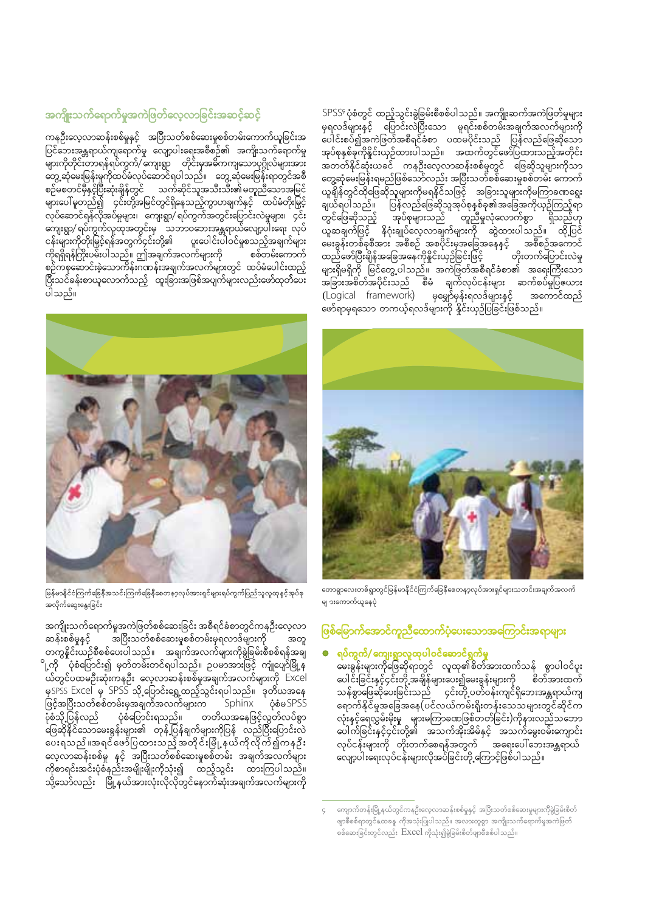## အကျိုးသက်ရောက်မှုအကဲဖြတ်လေ့လာခြင်းအဆင့်ဆင့်

ကနဦးလေ့လာဆန်းစစ်မှုနှင့် အပြီးသတ်စစ်ဆေးမှုစစ်တမ်းကောက်ယူခြင်းအ ပြင်ဘေးအန္တရာယ်ကျရောက်မှု လျော့ပါးရေးစီမံကိန်း၏ အကျိုးသက်ရောက်မှု များကိုတိုင်းတာရန်ရပ်ကွက်/ ကျေးရွာ တိုင်းမှအဓိကကျသောပုဂ္ဂိုလ်များအား တွေ့ဆုံမေးမြန်းမှုကိုထပ်မံလုပ်ဆောင်ရပါသည်။ တွေ့ဆုံမေးမြန်းရာတွင်အစီ စဉ်မစတင်မှီနှင့်ပြီးဆုံးချိန်တွင် သက်ဆိုင်သူအသီးသီး၏မတူညီသောအမြင် များပေါ်မူတည်၍ ၎င်းတို့အမြင်တွင်ရှိနေသည့်ကွာဟချက်နှင့် ထပ်မံတိုးမြှင့် လုပ်ဆောင်ရန်လိုအပ်မှုများ၊ ကျေးရွာ/ ရပ်ကွက်အတွင်းပြောင်းလဲမှုများ၊ ၎င်း ကျေးရွာ/ရပ်ကွက်လူထုအတွင်းမှ သဘာဝဘေးအန္တရာယ်လျော့ပါးရေး လုပ် ငန်းများကိုတိုးမြှင့်ရန်အတွက်၎င်းတို့၏ ပူးပေါင်းပါဝင်မှုစသည့်အချက်များ ကိုရရှိရန်ကြိုးပမ်းပါသည်။ ဤအချက်အလက်များကို စစ်တမ်းကောက် စဉ်ကစုဆောင်းခဲ့သောကိန်းဂဏန်းအချက်အလက်များတွင် ထပ်မံပေါင်းထည့် ပြီးသင်ခန်းစာယူလောက်သည့် ထူးခြားအဖြစ်အပျက်များကိုလည်းဖော်ထုတ်ပေး ပါသည်။

မြန်မာနိုင်ငံကြက်ခြေနီအသင်းကြက်ခြေနီစေတနာ့ဝန်ထမ်းလုပ်အားရှင်များရပ်ကွက်ပြည်သူလူထုနှင့်အုပ်စု အလိုက်ဆွေးနွေးခြင်း

အကျိုးသက်ရောက်မှုအကဲဖြတ်စစ်ဆေးခြင်း အစီရင်ခံစာတွင်ကနဦးလေ့လာ ဆန်းစစ်မှုနှင့် အပြီးသတ်စစ်ဆေးမှုစစ်တမ်းမှရလဒ်များကို အတူ တကွနှိုင်းယှဉ်စိစစ်ပေးပါသည်။ အချက်အလက်များကိုခွဲခြမ်းစိစစ်ရန်အချ ိုကို ပုံစံပြောင်း၍ မှတ်တမ်းတင်ရပါသည်။ ဥပမာအားဖြင့် ကျူပျော်မြို့နယ်တွင်ပထမဦးဆုံးကနဦး လေ့လာဆန်းစစ်မှုအချက်အလက်များကို Excel မှ SPSS Excel မှ SPSS သို့ပြောင်းရွှေ့ထည့်သွင်းရပါသည်။ ဒုတိယအနေ ဖြင့်အပြီးသတ်စစ်တမ်းမှအချက်အလက်များက Sphinx ပုံစံမှ SPSS ပုံစံသို့ပြန်လည် ပုံစံပြောင်းရသည်။ တတိယအနေဖြင့်လွတ်လပ်စွာ ဖြေဆိုနိုင်သောမေးခွန်းများ၏ တုန့်ပြန်ချက်များကိုပြန် လည်ပြီးပြောင်းလဲ ပေးရသည်။အရင်ဖော်ပြထားသည့်အတိုင်းမြို့နယ်ကိုလိုက်၍ကနဦး လေ့လာဆန်းစစ်မှု နှင့် အပြီးသတ်စစ်ဆေးမှုစစ်တမ်း အချက်အလက်များ ကိုစာရင်းအင်းပုံစံနည်းအမျိုးမျိုးကိုသုံး၍ ထည့်သွင်း ထားကြပါသည်။ သို့သော်လည်း မြို့နယ်အားလုံးလိုလိုတွင်နောက်ဆုံးအချက်အလက်များကို SPSS[၄] ပုံစံတွင် ထည့်သွင်းခွဲခြမ်းစိစစ်ပါသည်။ အကျိုးဆက်အကဲဖြတ်မှုများ မှရလဒ်များနှင့် ပြောင်းလဲပြီးသော မူရင်းစစ်တမ်းအချက်အလက်များကို ပေါင်းစပ်၍အကဲဖြတ်အစီရင်ခံစာ ပထမပိုင်းသည် ပြန်လည်ဖြေဆိုသော အုပ်စုနှစ်ခုကိုနှိုင်းယှဉ်ထားပါသည်။ အထက်တွင်ဖော်ပြထားသည့်အတိုင်း အတတ်နိုင်ဆုံးယခင် ကနဦးလေ့လာဆန်းစစ်မှုတွင် ဖြေဆိုသူများကိုသာ တွေ့ဆုံမေးမြန်းရမည်ဖြစ်သော်လည်း အပြီးသတ်စစ်ဆေးမှုစစ်တမ်း ကောက် ယူချိန်တွင်ထိုဖြေဆိုသူများကိုမရနိုင်သဖြင့် အခြားသူများကိုမကြာခဏရွေး ချယ်ရပါသည်။ ပြန်လည်ဖြေဆိုသူအုပ်စုနှစ်ခု၏အခြေအနေကိုယှဉ်ကြည့်ရာ တွင်ဖြေဆိုသည့် အုပ်စုများသည် တူညီမှုလုံလောက်စွာ ရှိသည်ဟု ယူဆချက်ဖြင့် နိဂုံးချုပ်လေ့လာချက်များကို ဆွဲထားပါသည်။ ထို့ပြင် မေးခွန်းတစ်ခုစီအား အစီစဉ် အစပိုင်းမှအခြေအနေနှင့် အစီစဉ်အကောင် ထည်ဖော်ပြီးချိန်အခြေအနေကိုနှိုင်းယှဉ်ခြင်းဖြင့် တိုးတက်ပြောင်းလဲမှု များရှိမရှိကို မြင်တွေ့ပါသည်။ အကဲဖြတ်အစီရင်ခံစာ၏ အရေးကြီးသော အခြားအစိတ်အပိုင်းသည် စီမံ ချက်လုပ်ငန်းများ ဆက်စပ်မှုပြဇယား (Logical framework) မှမျှော်မှန်းရလဒ်များနှင့် အကောင်ထည် ဖော်ရမှုရသော တကယ့်ရလဒ်များကို နှိုင်းယှဉ်ပြခြင်းဖြစ်သည်။

တောရွာလေးတစ်ရွာတွင်မြန်မာနိုင်ငံကြက်ခြေနီစေတနာ့ဝန်ထမ်းလုပ်အားရှင်များသတင်းအချက်အလက် များကောက်ယူနေပုံ

## ဖြစ်မြောက်အောင်ကူညီထောက်ပံ့ပေးသောအကြောင်းအရာများ

- **ရပ်ကွက်/ ကျေးရွာလူထုပါဝင်ဆောင်ရွက်မှု**
  မေးခွန်းများကိုဖြေဆိုရာတွင် လူထု၏စိတ်အားထက်သန် စွာပါဝင်ပူး ပေါင်းခြင်းနှင့်၎င်းတို့အချိန်များပေး၍မေးခွန်းများကို စိတ်အားထက် သန်စွာဖြေဆိုပေးခြင်းသည် ၎င်းတို့ပတ်ဝန်းကျင်ရှိဘေးအန္တရာယ်ကျ ရောက်နိုင်မှုအခြေအနေ(ပင်လယ်ကမ်းရိုးတန်းဒေသများတွင်ဆိုင်က လုံးနှင့်ရေလွှမ်းမိုးမှု များမကြာခဏဖြစ်တတ်ခြင်း)ကိုနားလည်သဘော ပေါက်ခြင်းနှင့်၎င်းတို့၏ အသက်အိုးအိမ်နှင့် အသက်မွေးဝမ်းကျောင်း လုပ်ငန်းများကို တိုးတက်စေရန်အတွက် အရေးပေါ်ဘေးအန္တရာယ် လျော့ပါးရေးလုပ်ငန်းများလိုအပ်ခြင်းတို့ကြောင့်ဖြစ်ပါသည်။

---

၄ ကျောက်တန်းမြို့နယ်တွင်ကနဦးလေ့လာဆန်းစစ်မှုနှင့် အပြီးသတ်စစ်ဆေးမှုများကိုခွဲခြမ်းစိတ် ဖြာစီစစ်ရာတွင်နှစ်ထပ်နှ ကိုအသုံးပြုပါသည်။ အလားတူစွာ အကျိုးသက်ရောက်မှုအကဲဖြတ် စစ်ဆေးခြင်းတွင်လည်း Excel ကိုသုံး၍ခွဲခြမ်းစိတ်ဖြာစီစစ်ပါသည်။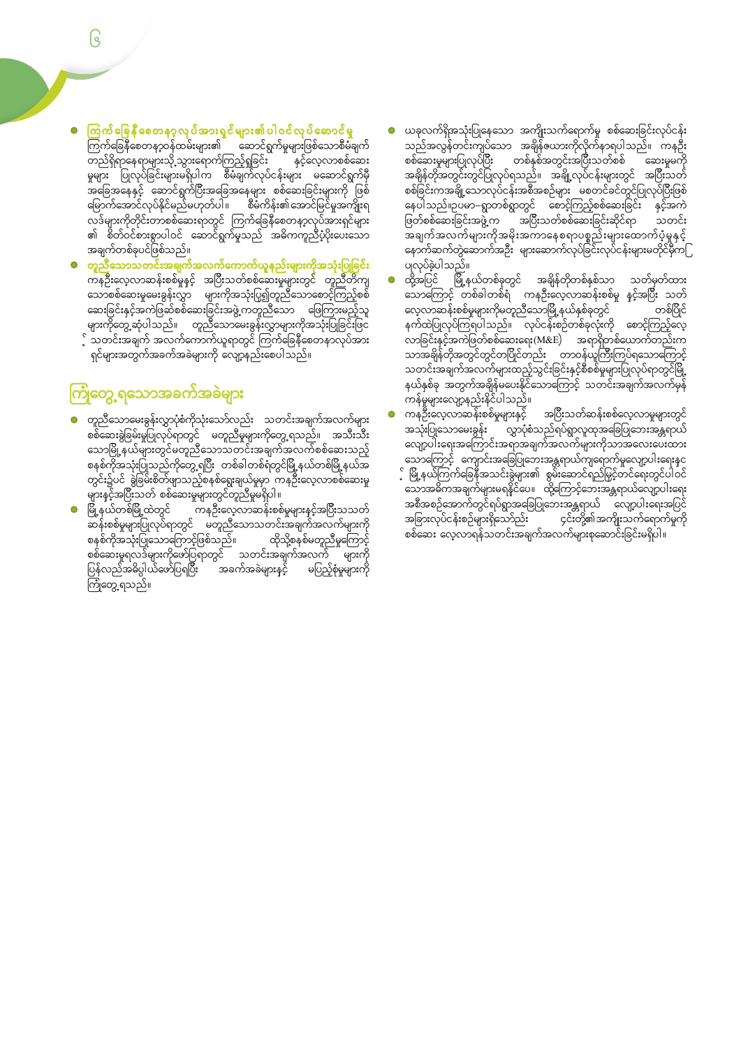- **ကြက်ခြေနီစေတနာ့ဝန်ထမ်းအားရှင်များ၏ ပါဝင်လုပ်ဆောင်မှု** ကြက်ခြေနီစေတနာ့ဝန်ထမ်းများ၏ ဆောင်ရွက်မှုများဖြစ်သောစီမံချက်တည်ရှိရာနေရာများသို့ သွားရောက်ကြည့်ရှုခြင်း နှင့်လေ့လာစစ်ဆေးမှုများ ပြုလုပ်ခြင်းများမရှိပါက စီမံချက်လုပ်ငန်းများ မဆောင်ရွက်မီအခြေအနေနှင့် ဆောင်ရွက်ပြီးအခြေအနေများ စစ်ဆေးခြင်းများကို ဖြစ်မြောက်အောင်လုပ်နိုင်မည်မဟုတ်ပါ။ စီမံကိန်း၏အောင်မြင်မှုအကျိုးရလဒ်များကိုတိုင်းတာစစ်ဆေးရာတွင် ကြက်ခြေနီစေတနာ့လုပ်အားရှင်များ၏ စိတ်ဝင်စားစွာပါဝင် ဆောင်ရွက်မှုသည် အဓိကကူညီပံ့ပိုးပေးသောအချက်တစ်ခုပင်ဖြစ်သည်။
- **တူညီသောသတင်းအချက်အလက်ကောက်ယူနည်းများကိုအသုံးပြုခြင်း** ကနဦးလေ့လာဆန်းစစ်မှုနှင့် အပြီးသတ်စစ်ဆေးမှုများတွင် တူညီတိကျသောစစ်ဆေးမှုမေးခွန်းလွှာ များကိုအသုံးပြု၍တူညီသောစောင့်ကြည့်စစ်ဆေးခြင်းနှင့်အကဲဖြတ်စစ်ဆေးခြင်းအဖွဲ့ကတူညီသော ဖြေကြားမည့်သူများကိုတွေ့ဆုံပါသည်။ တူညီသောမေးခွန်းလွှာများကိုအသုံးပြုခြင်းဖြင့် သတင်းအချက် အလက်ကောက်ယူရာတွင် ကြက်ခြေနီစေတနာ့လုပ်အားရှင်များအတွက်အခက်အခဲများကို လျော့နည်းစေပါသည်။

## ကြုံတွေ့ရသောအခက်အခဲများ

- တူညီသောမေးခွန်းလွှာပုံစံကိုသုံးသော်လည်း သတင်းအချက်အလက်များစစ်ဆေးခွဲခြမ်းမှုပြုလုပ်ရာတွင် မတူညီမှုများကိုတွေ့ရသည်။ အသီးသီးသောမြို့နယ်များတွင်မတူညီသောသတင်းအချက်အလက်စစ်ဆေးသည့်စနစ်ကိုအသုံးပြုသည်ကိုတွေ့ရပြီး တစ်ခါတစ်ရံတွင်မြို့နယ်တစ်မြို့နယ်အတွင်း၌ပင် ခွဲခြမ်းစိတ်ဖြာသည့်စနစ်ရွေးချယ်မှုမှာ ကနဦးလေ့လာစစ်ဆေးမှုများနှင့်အပြီးသတ် စစ်ဆေးမှုများတွင်တူညီမှုမရှိပါ။
- မြို့နယ်တစ်မြို့ထဲတွင် ကနဦးလေ့လာဆန်းစစ်မှုများနှင့်အပြီးသသတ်ဆန်းစစ်မှုများပြုလုပ်ရာတွင် မတူညီသောသတင်းအချက်အလက်များကိုစနစ်ကိုအသုံးပြုသောကြောင့်ဖြစ်သည်။ ထိုသို့စနစ်မတူညီမှုကြောင့်စစ်ဆေးမှုရလဒ်များကိုဖော်ပြရာတွင် သတင်းအချက်အလက် များကိုပြန်လည်အမှိုပ်ပြင်ဖော်ပြရပြီး အခက်အခဲများနှင့် မပြည့်စုံမှုများကိုကြုံတွေ့ရသည်။
- ယခုလက်ရှိအသုံးပြုနေသော အကျိုးသက်ရောက်မှု စစ်ဆေးခြင်းလုပ်ငန်းသည်အလွန်တင်းကျပ်သော အချိန်ဇယားကိုလိုက်နာရပါသည်။ ကနဦးစစ်ဆေးမှုများပြုလုပ်ပြီး တစ်နှစ်အတွင်းအပြီးသတ်စစ် ဆေးမှုမကိုအချိန်တိုအတွင်းတွင်ပြုလုပ်ရသည်။ အချို့လုပ်ငန်းများတွင် အပြီးသတ်စစ်ခြင်းကအချို့သောလုပ်ငန်းအစီအစဉ်များ မစတင်ခင်တွင်ပြုလုပ်ပြီးဖြစ်နေပါသည်။ဥပမာ–ရှာတစ်ရွာတွင် စောင့်ကြည့်စစ်ဆေးခြင်း နှင့်အကဲဖြတ်စစ်ဆေးခြင်းအဖွဲ့က အပြီးသတ်စစ်ဆေးခြင်းဆိုင်ရာ သတင်းအချက်အလက်များကိုအမိုးအကာနေစရာပစ္စည်းများထောက်ပံ့မှုနှင့်နောက်ဆက်တွဲဆောက်အဦး များဆောက်လုပ်ခြင်းလုပ်ငန်းများမတိုင်မီကပြုလုပ်ခဲ့ပါသည်။
- ထို့အပြင် မြို့နယ်တစ်ခုတွင် အချိန်တိုတစ်နှစ်သာ သတ်မှတ်ထားသောကြောင့် တစ်ခါတစ်ရံ ကနဦးလေ့လာဆန်းစစ်မှု နှင့်အပြီး သတ်လေ့လာဆန်းစစ်မှုများကိုမတူညီသောမြို့နယ်နှစ်ခုတွင် တစ်ပြိုင်နက်ထဲပြုလုပ်ကြရပါသည်။ လုပ်ငန်းစဉ်တစ်ခုလုံးကို စောင့်ကြည့်လေ့လာခြင်းနှင့်အကဲဖြတ်စစ်ဆေးရေး(M&E) အရာရှိတစ်ယောက်တည်းကသာအချိန်တိုအတွင်းတွင်တပြိုင်တည်း တာဝန်ယူကြီးကြပ်ရသောကြောင့်သတင်းအချက်အလက်များထည့်သွင်းခြင်းနှင့်စိစစ်မှုများပြုလုပ်ရာတွင်မြို့နယ်နှစ်ခု အတွက်အချိန်မပေးနိုင်သောကြောင့် သတင်းအချက်အလက်မှန်ကန်မှုများလျော့နည်းနိုင်ပါသည်။
- ကနဦးလေ့လာဆန်းစစ်မှုများနှင့် အပြီးသတ်ဆန်းစစ်လေ့လာမှုများတွင်အသုံးပြုသောမေးခွန်း လွှာပုံစံသည်ရပ်ရွာလူထုအခြေပြုဘေးအန္တရာယ်လျော့ပါးရေးအကြောင်းအရာအချက်အလက်များကိုသာအလေးပေးထားသောကြောင့် ကျောင်းအခြေပြုဘေးအန္တရာယ်ကျရောက်မှုလျော့ပါးရေးနှင့် မြို့နယ်ကြက်ခြေနီအသင်းခွဲများ၏ စွမ်းဆောင်ရည်မြှင့်တင်ရေးတွင်ပါဝင်သောအဓိကအချက်များမရနိုင်ပေ။ ထို့ကြောင့်ဘေးအန္တရာယ်လျော့ပါးရေးအစီအစဉ်အောက်တွင်ရပ်ရွာအခြေပြုဘေးအန္တရာယ် လျော့ပါးရေးအပြင်အခြားလုပ်ငန်းစဉ်များရှိသော်လည်း ၎င်းတို့၏အကျိုးသက်ရောက်မှုကိုစစ်ဆေး လေ့လာရန်သတင်းအချက်အလက်များစုဆောင်းခြင်းမရှိပါ။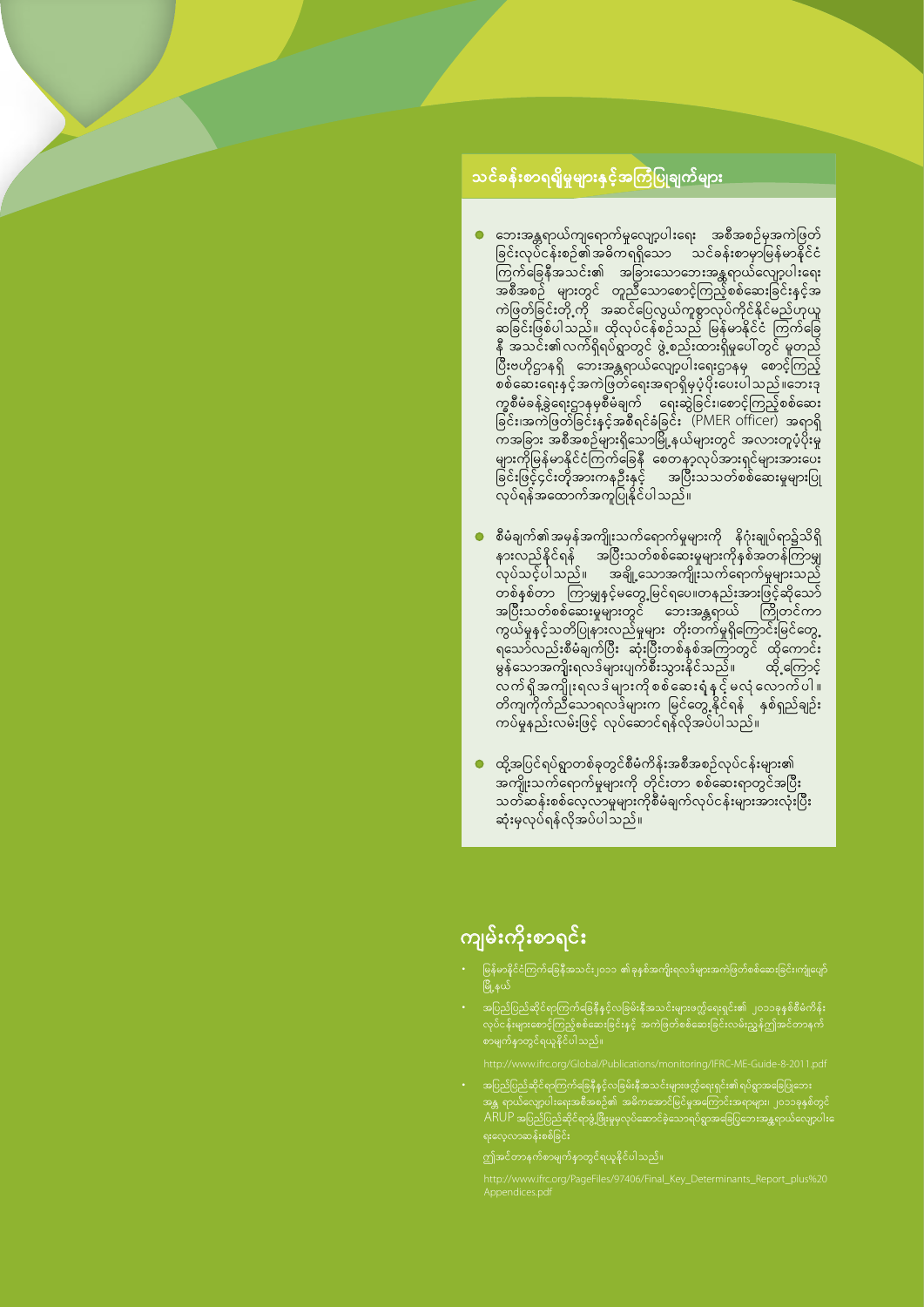## သင်ခန်းစာရရှိမှုများနှင့်အကြံပြုချက်များ

- ဘေးအန္တရာယ်ကျရောက်မှုလျော့ပါးရေး အစီအစဉ်မှအကဲဖြတ်ခြင်းလုပ်ငန်းစဉ်၏အဓိကရရှိသော သင်ခန်းစာမှာမြန်မာနိုင်ငံကြက်ခြေနီအသင်း၏ အခြားသောဘေးအန္တရာယ်လျော့ပါးရေးအစီအစဉ် များတွင် တူညီသောစောင့်ကြည့်စစ်ဆေးခြင်းနှင့်အကဲဖြတ်ခြင်းတို့ကို အဆင်ပြေလွယ်ကူစွာလုပ်ကိုင်နိုင်မည်ဟုယူဆခြင်းဖြစ်ပါသည်။ ထိုလုပ်ငန်းစဉ်သည် မြန်မာနိုင်ငံ ကြက်ခြေနီ အသင်း၏လက်ရှိရပ်ရွာတွင် ဖွဲ့စည်းထားရှိမှုပေါ်တွင် မူတည်ပြီးဗဟိုဌာနရှိ ဘေးအန္တရာယ်လျော့ပါးရေးဌာနမှ စောင့်ကြည့်စစ်ဆေးရေးနှင့်အကဲဖြတ်ရေးအရာရှိမှပံ့ပိုးပေးပါသည်။ဘေးဒုက္ခစီမံခန့်ခွဲရေးဌာနမှစီမံချက် ရေးဆွဲခြင်း၊စောင့်ကြည့်စစ်ဆေးခြင်း၊အကဲဖြတ်ခြင်းနှင့်အစီရင်ခံခြင်း (PMER officer) အရာရှိကအခြား အစီအစဉ်များရှိသောမြို့နယ်များတွင် အလားတူပံ့ပိုးမှုများကိုမြန်မာနိုင်ငံကြက်ခြေနီ စေတနာ့ဝန်ထမ်းအားရှင်များအားပေးခြင်းဖြင့်၎င်းတို့အားကနဦးနှင့် အပြီးသသတ်စစ်ဆေးမှုများပြုလုပ်ရန်အထောက်အကူပြုနိုင်ပါသည်။

- စီမံချက်၏အမှန်အကျိုးသက်ရောက်မှုများကို နိဂုံးချုပ်ရာ၌သိရှိနားလည်နိုင်ရန် အပြီးသတ်စစ်ဆေးမှုများကိုနှစ်အတန်ကြာမျှလုပ်သင့်ပါသည်။ အချို့သောအကျိုးသက်ရောက်မှုများသည် တစ်နှစ်တာ ကြာမျှနှင့်မတွေ့မြင်ရပေ။ဥပမာနည်းအားဖြင့်ဆိုသော် အပြီးသတ်စစ်ဆေးမှုများတွင် ဘေးအန္တရာယ် ကြိုတင်ကာကွယ်မှုနှင့်သတိပြုနားလည်မှုများ တိုးတက်မှုရှိကြောင်းမြင်တွေ့ရသော်လည်းစီမံချက်ပြီး ဆုံးပြီးတစ်နှစ်အကြာတွင် ထိုကောင်းမွန်သောအကျိုးရလဒ်များပျက်စီးသွားနိုင်သည်။ ထို့ကြောင့် လက်ရှိအကျိုးရလဒ်များကိုစစ်ဆေးရုံနှင့်မလုံလောက်ပါ။ တိကျကိုက်ညီသောရလဒ်များက မြင်တွေ့နိုင်ရန် နှစ်ရှည်ချဉ်းကပ်မှုနည်းလမ်းဖြင့် လုပ်ဆောင်ရန်လိုအပ်ပါသည်။

- ထို့အပြင်ရပ်ရွာတစ်ခုတွင်စီမံကိန်းအစီအစဉ်လုပ်ငန်းများ၏အကျိုးသက်ရောက်မှုများကို တိုင်းတာ စစ်ဆေးရာတွင်အပြီးသတ်ဆန်းစစ်လေ့လာမှုများကိုစီမံချက်လုပ်ငန်းများအားလုံးပြီးဆုံးမှလုပ်ရန်လိုအပ်ပါသည်။

## ကျမ်းကိုးစာရင်း

- မြန်မာနိုင်ငံကြက်ခြေနီအသင်း၂၀၁၁ ၏ခုနှစ်အကျိုးရလဒ်များအကဲဖြတ်စစ်ဆေးခြင်း၊ကျူပျော်မြို့နယ်

- အပြည်ပြည်ဆိုင်ရာကြက်ခြေနီနှင့်လခြမ်းနီအသင်းများဖက်ဒရေးရှင်း၏ ၂၀၁၁ခုနှစ်စီမံကိန်းလုပ်ငန်းများစောင့်ကြည့်စစ်ဆေးခြင်းနှင့် အကဲဖြတ်စစ်ဆေးခြင်းလမ်းညွှန်ဤအင်တာနက်စာမျက်နှာတွင်ရယူနိုင်ပါသည်။

  http://www.ifrc.org/Global/Publications/monitoring/IFRC-ME-Guide-8-2011.pdf

- အပြည်ပြည်ဆိုင်ရာကြက်ခြေနီနှင့်လခြမ်းနီအသင်းများဖက်ဒရေးရှင်း၏ရပ်ရွာအခြေပြုဘေးအန္တ ရာယ်လျော့ပါးရေးအစီအစဉ်၏ အဓိကအောင်မြင်မှုအကြောင်းအရာများ၊ ၂၀၁၁ခုနှစ်တွင် ARUP အပြည်ပြည်ဆိုင်ရာဖွံ့ဖြိုးမှုမှလုပ်ဆောင်ခဲ့သောရပ်ရွာအခြေပြုဘေးအန္တရာယ်လျော့ပါးရေးလေ့လာဆန်းစစ်ခြင်း

  ဤအင်တာနက်စာမျက်နှာတွင်ရယူနိုင်ပါသည်။

  http://www.ifrc.org/PageFiles/97406/Final_Key_Determinants_Report_plus%20Appendices.pdf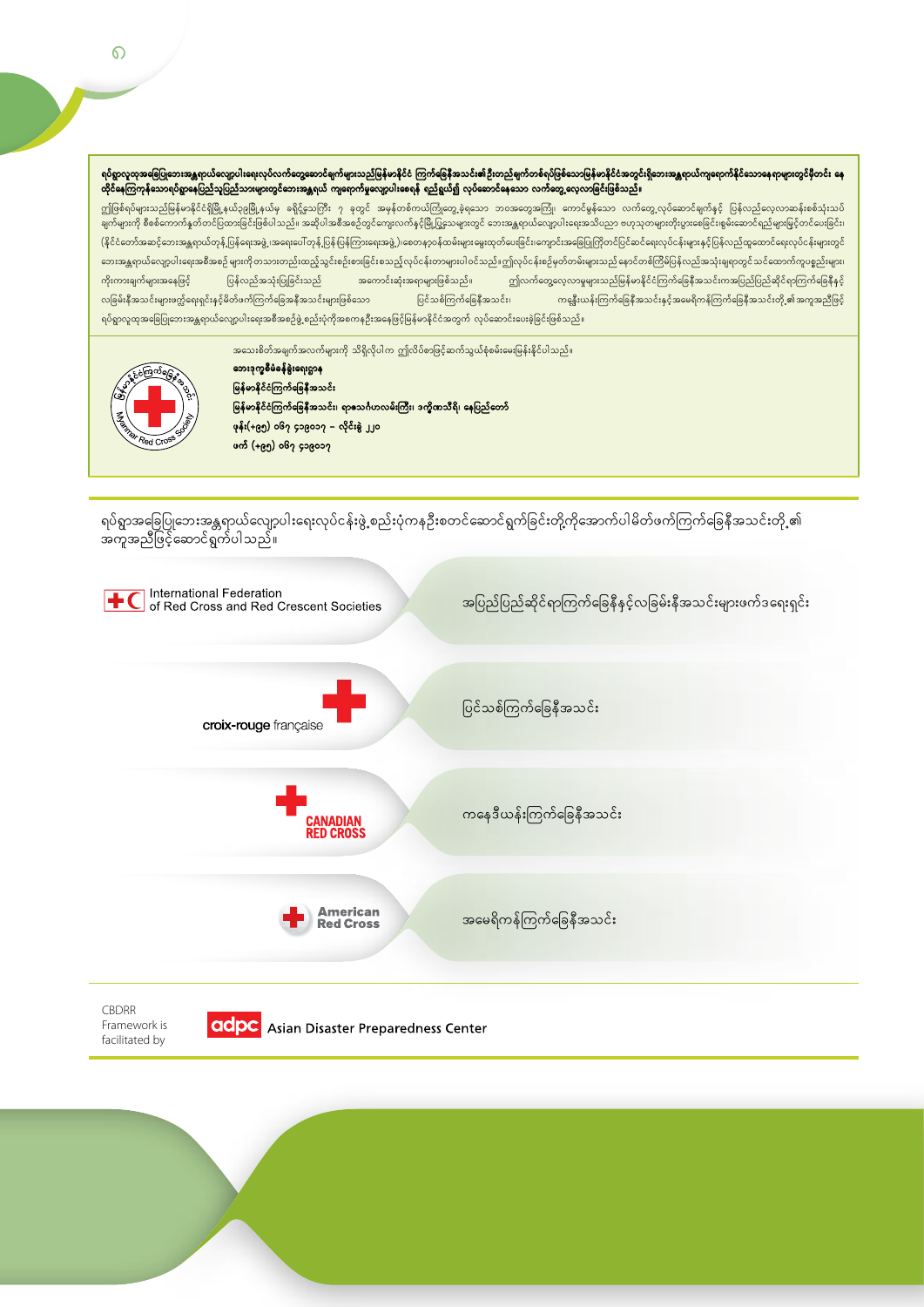**ရပ်ရွာလူထုအခြေပြုဘေးအန္တရာယ်လျော့ပါးရေးလုပ်ငန်းလက်တွေ့ဆောင်ရွက်ချက်များသည်မြန်မာနိုင်ငံ ကြက်ခြေနီအသင်း၏ဦးတည်ချက်တစ်ရပ်ဖြစ်သောမြန်မာနိုင်ငံအတွင်းရှိဘေးအန္တရာယ်ကျရောက်နိုင်သောနေရာများတွင်မိတင်း နေထိုင်နေကြကုန်သောရပ်ရွာနေပြည်သူပြည်သားများတွင်ဘေးအန္တရာယ် ကျရောက်မှုလျော့ပါးစေရန် ရည်ရွယ်၍ လုပ်ဆောင်နေသော လက်တွေ့လေ့လာခြင်းဖြစ်သည်။**

ဤဖြစ်ရပ်များသည်မြန်မာနိုင်ငံရှိမြို့နယ်၃၉မြို့နယ်မှ ရရှိခဲ့သကြီး ၇ ခုတွင် အမှန်တစ်ကယ်ကြုံတွေ့ခဲ့ရသော ဘဝအတွေ့အကြုံ၊ ကောင်းမွန်သော လက်တွေ့လုပ်ဆောင်ချက်နှင့် ပြန်လည်လေ့လာဆန်းစစ်သုံးသပ်ချက်များကို စီစစ်ကောက်နုတ်တင်ပြထားခြင်းဖြစ်ပါသည်။ အဆိုပါအစီအစဉ်တွင်ကျေးလက်နှင့်မြို့ပြဒေသများတွင် ဘေးအန္တရာယ်လျော့ပါးရေးအသိပညာ ဗဟုသုတများတိုးပွားစေခြင်း၊စွမ်းဆောင်ရည်များမြှင့်တင်ပေးခြင်း၊ (နိုင်ငံတော်အဆင့်ဘေးအန္တရာယ်တုန့်ပြန်ရေးအဖွဲ့၊အရေးပေါ်တုန့်ပြန်ရေးအဖွဲ့၊ပြန်ကြားရေးအဖွဲ့)၊စေတနာ့ဝန်ထမ်းများမွေးထုတ်ပေးခြင်း၊ကျောင်းအခြေပြုကိုတင်ပြင်ဆင်ရေးလုပ်ငန်းများနှင့်ပြန်လည်ထူထောင်ရေးလုပ်ငန်းများတွင်ဘေးအန္တရာယ်လျော့ပါးရေးအစီအစဉ် များကိုတသားတည်းထည့်သွင်းစဉ်းစားခြင်းစသည့်လုပ်ငန်းတာများပါဝင်သည်။ဤလုပ်ငန်းစဉ်မှတ်တမ်းများသည် နောင်တစ်ကြိမ်ပြန်လည်အသုံးချရာတွင်သင်ထောက်ကူပစ္စည်းများ၊ ကိုးကားချက်များအနေဖြင့် ပြန်လည်အသုံးပြုခြင်းသည် အကောင်းဆုံးအရာများဖြစ်သည်။ ဤလက်တွေ့လေ့လာမှုများသည်မြန်မာနိုင်ငံကြက်ခြေနီအသင်းကအပြည်ပြည်ဆိုင်ရာကြက်ခြေနီနှင့်လခြမ်းနီအသင်းများဖက်ဒရေးရှင်းနှင့်မိတ်ဖက်ကြက်ခြေအနီအသင်းများဖြစ်သော ပြင်သစ်ကြက်ခြေနီအသင်း၊ ကနေဒီယန်းကြက်ခြေနီအသင်းနှင့်အမေရိကန်ကြက်ခြေနီအသင်းတို့ ၏အကူအညီဖြင့်ရပ်ရွာလူထုအခြေပြုဘေးအန္တရာယ်လျော့ပါးရေးအစီအစဉ်ဖွဲ့စည်းပုံကိုအစကနဦးအနေဖြင့်မြန်မာနိုင်ငံအတွက် လုပ်ဆောင်ပေးခဲ့ခြင်းဖြစ်သည်။

အသေးစိတ်အချက်အလက်များကို သိရှိလိုပါက ဤလိပ်စာဖြင့်ဆက်သွယ်စုံစမ်းမေးမြန်းနိုင်ပါသည်။

**ဘေးဒုက္ခစီမံခန့်ခွဲရေးဌာန**
**မြန်မာနိုင်ငံကြက်ခြေနီအသင်း**
**မြန်မာနိုင်ငံကြက်ခြေနီအသင်း၊ ရာဇသင်္ဂဟလမ်းကြီး၊ ဒက္ခိဏသီရိ၊ နေပြည်တော်**
**ဖုန်း(+၉၅) ၀၆၇ ၄၁၉၀၁၇ – လိုင်းခွဲ ၂၂၀**
**ဖက် (+၉၅) ၀၆၇ ၄၁၉၀၁၇**

ရပ်ရွာအခြေပြုဘေးအန္တရာယ်လျော့ပါးရေးလုပ်ငန်းဖွဲ့စည်းပုံကနဦးစတင်ဆောင်ရွက်ခြင်းတို့ကိုအောက်ပါမိတ်ဖက်ကြက်ခြေနီအသင်းတို့၏ အကူအညီဖြင့်ဆောင်ရွက်ပါသည်။

International Federation of Red Cross and Red Crescent Societies — အပြည်ပြည်ဆိုင်ရာကြက်ခြေနီနှင့်လခြမ်းနီအသင်းများဖက်ဒရေးရှင်း

croix-rouge française — ပြင်သစ်ကြက်ခြေနီအသင်း

CANADIAN RED CROSS — ကနေဒီယန်းကြက်ခြေနီအသင်း

American Red Cross — အမေရိကန်ကြက်ခြေနီအသင်း

CBDRR Framework is facilitated by adpc Asian Disaster Preparedness Center